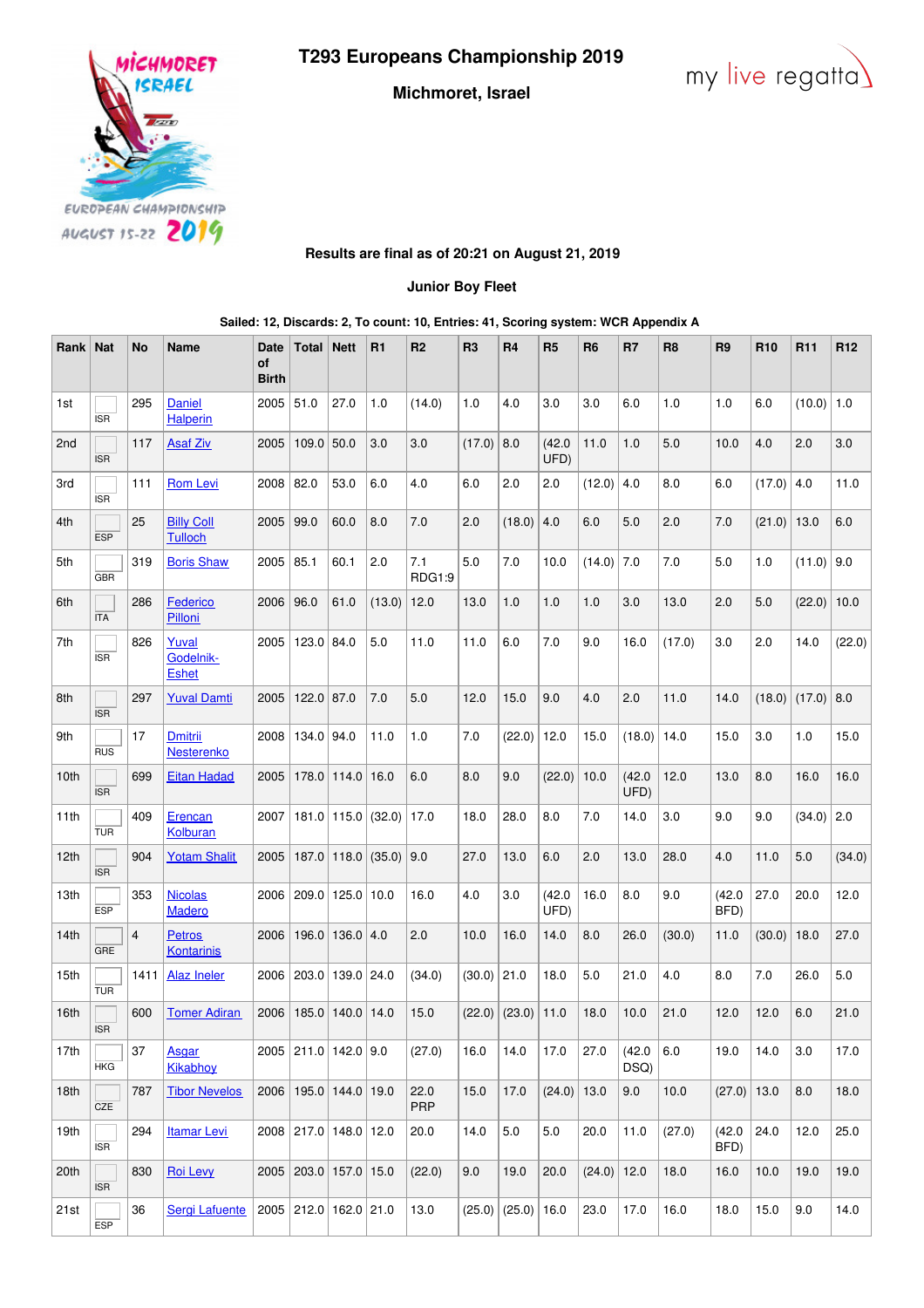# T293 Europeans Championship 2019

## Michmoret, Israel

**Results are final as of 20:21 on August 21, 2019**

**Junior Boy Fleet**

**Sailed: 12, Discards: 2, To count: 10, Entries: 41, Scoring system: WCR Appendix A**

| Rank | Nat | No | Name | Date of Birth | Total | Nett | R1 | R2 | R3 | R4 | R5 | R6 | R7 | R8 | R9 | R10 | R11 | R12 |
|---|---|---|---|---|---|---|---|---|---|---|---|---|---|---|---|---|---|---|
| 1st | ISR | 295 | Daniel Halperin | 2005 | 51.0 | 27.0 | 1.0 | (14.0) | 1.0 | 4.0 | 3.0 | 3.0 | 6.0 | 1.0 | 1.0 | 6.0 | (10.0) | 1.0 |
| 2nd | ISR | 117 | Asaf Ziv | 2005 | 109.0 | 50.0 | 3.0 | 3.0 | (17.0) | 8.0 | (42.0 UFD) | 11.0 | 1.0 | 5.0 | 10.0 | 4.0 | 2.0 | 3.0 |
| 3rd | ISR | 111 | Rom Levi | 2008 | 82.0 | 53.0 | 6.0 | 4.0 | 6.0 | 2.0 | 2.0 | (12.0) | 4.0 | 8.0 | 6.0 | (17.0) | 4.0 | 11.0 |
| 4th | ESP | 25 | Billy Coll Tulloch | 2005 | 99.0 | 60.0 | 8.0 | 7.0 | 2.0 | (18.0) | 4.0 | 6.0 | 5.0 | 2.0 | 7.0 | (21.0) | 13.0 | 6.0 |
| 5th | GBR | 319 | Boris Shaw | 2005 | 85.1 | 60.1 | 2.0 | 7.1 RDG1:9 | 5.0 | 7.0 | 10.0 | (14.0) | 7.0 | 7.0 | 5.0 | 1.0 | (11.0) | 9.0 |
| 6th | ITA | 286 | Federico Pilloni | 2006 | 96.0 | 61.0 | (13.0) | 12.0 | 13.0 | 1.0 | 1.0 | 1.0 | 3.0 | 13.0 | 2.0 | 5.0 | (22.0) | 10.0 |
| 7th | ISR | 826 | Yuval Godelnik-Eshet | 2005 | 123.0 | 84.0 | 5.0 | 11.0 | 11.0 | 6.0 | 7.0 | 9.0 | 16.0 | (17.0) | 3.0 | 2.0 | 14.0 | (22.0) |
| 8th | ISR | 297 | Yuval Damti | 2005 | 122.0 | 87.0 | 7.0 | 5.0 | 12.0 | 15.0 | 9.0 | 4.0 | 2.0 | 11.0 | 14.0 | (18.0) | (17.0) | 8.0 |
| 9th | RUS | 17 | Dmitrii Nesterenko | 2008 | 134.0 | 94.0 | 11.0 | 1.0 | 7.0 | (22.0) | 12.0 | 15.0 | (18.0) | 14.0 | 15.0 | 3.0 | 1.0 | 15.0 |
| 10th | ISR | 699 | Eitan Hadad | 2005 | 178.0 | 114.0 | 16.0 | 6.0 | 8.0 | 9.0 | (22.0) | 10.0 | (42.0 UFD) | 12.0 | 13.0 | 8.0 | 16.0 | 16.0 |
| 11th | TUR | 409 | Erencan Kolburan | 2007 | 181.0 | 115.0 | (32.0) | 17.0 | 18.0 | 28.0 | 8.0 | 7.0 | 14.0 | 3.0 | 9.0 | 9.0 | (34.0) | 2.0 |
| 12th | ISR | 904 | Yotam Shalit | 2005 | 187.0 | 118.0 | (35.0) | 9.0 | 27.0 | 13.0 | 6.0 | 2.0 | 13.0 | 28.0 | 4.0 | 11.0 | 5.0 | (34.0) |
| 13th | ESP | 353 | Nicolas Madero | 2006 | 209.0 | 125.0 | 10.0 | 16.0 | 4.0 | 3.0 | (42.0 UFD) | 16.0 | 8.0 | 9.0 | (42.0 BFD) | 27.0 | 20.0 | 12.0 |
| 14th | GRE | 4 | Petros Kontarinis | 2006 | 196.0 | 136.0 | 4.0 | 2.0 | 10.0 | 16.0 | 14.0 | 8.0 | 26.0 | (30.0) | 11.0 | (30.0) | 18.0 | 27.0 |
| 15th | TUR | 1411 | Alaz Ineler | 2006 | 203.0 | 139.0 | 24.0 | (34.0) | (30.0) | 21.0 | 18.0 | 5.0 | 21.0 | 4.0 | 8.0 | 7.0 | 26.0 | 5.0 |
| 16th | ISR | 600 | Tomer Adiran | 2006 | 185.0 | 140.0 | 14.0 | 15.0 | (22.0) | (23.0) | 11.0 | 18.0 | 10.0 | 21.0 | 12.0 | 12.0 | 6.0 | 21.0 |
| 17th | HKG | 37 | Asgar Kikabhoy | 2005 | 211.0 | 142.0 | 9.0 | (27.0) | 16.0 | 14.0 | 17.0 | 27.0 | (42.0 DSQ) | 6.0 | 19.0 | 14.0 | 3.0 | 17.0 |
| 18th | CZE | 787 | Tibor Nevelos | 2006 | 195.0 | 144.0 | 19.0 | 22.0 PRP | 15.0 | 17.0 | (24.0) | 13.0 | 9.0 | 10.0 | (27.0) | 13.0 | 8.0 | 18.0 |
| 19th | ISR | 294 | Itamar Levi | 2008 | 217.0 | 148.0 | 12.0 | 20.0 | 14.0 | 5.0 | 5.0 | 20.0 | 11.0 | (27.0) | (42.0 BFD) | 24.0 | 12.0 | 25.0 |
| 20th | ISR | 830 | Roi Levy | 2005 | 203.0 | 157.0 | 15.0 | (22.0) | 9.0 | 19.0 | 20.0 | (24.0) | 12.0 | 18.0 | 16.0 | 10.0 | 19.0 | 19.0 |
| 21st | ESP | 36 | Sergi Lafuente | 2005 | 212.0 | 162.0 | 21.0 | 13.0 | (25.0) | (25.0) | 16.0 | 23.0 | 17.0 | 16.0 | 18.0 | 15.0 | 9.0 | 14.0 |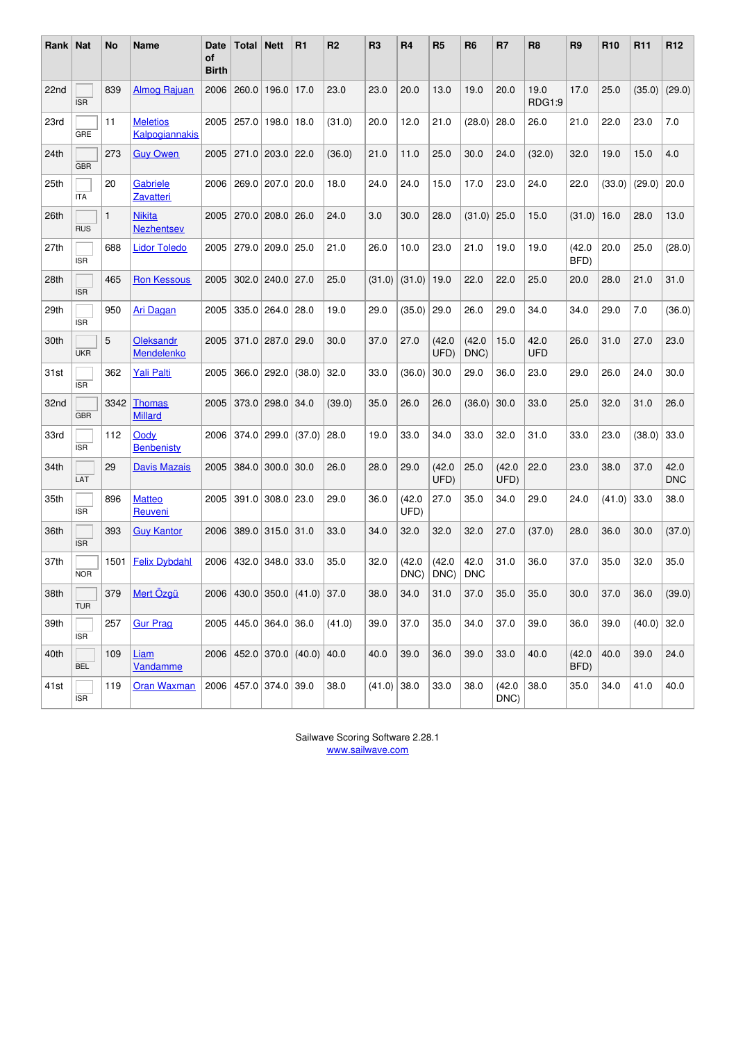| Rank | Nat | No | Name | Date of Birth | Total | Nett | R1 | R2 | R3 | R4 | R5 | R6 | R7 | R8 | R9 | R10 | R11 | R12 |
|---|---|---|---|---|---|---|---|---|---|---|---|---|---|---|---|---|---|---|
| 22nd | ISR | 839 | Almog Rajuan | 2006 | 260.0 | 196.0 | 17.0 | 23.0 | 23.0 | 20.0 | 13.0 | 19.0 | 20.0 | 19.0 RDG1:9 | 17.0 | 25.0 | (35.0) | (29.0) |
| 23rd | GRE | 11 | Meletios Kalpogiannakis | 2005 | 257.0 | 198.0 | 18.0 | (31.0) | 20.0 | 12.0 | 21.0 | (28.0) | 28.0 | 26.0 | 21.0 | 22.0 | 23.0 | 7.0 |
| 24th | GBR | 273 | Guy Owen | 2005 | 271.0 | 203.0 | 22.0 | (36.0) | 21.0 | 11.0 | 25.0 | 30.0 | 24.0 | (32.0) | 32.0 | 19.0 | 15.0 | 4.0 |
| 25th | ITA | 20 | Gabriele Zavatteri | 2006 | 269.0 | 207.0 | 20.0 | 18.0 | 24.0 | 24.0 | 15.0 | 17.0 | 23.0 | 24.0 | 22.0 | (33.0) | (29.0) | 20.0 |
| 26th | RUS | 1 | Nikita Nezhentsev | 2005 | 270.0 | 208.0 | 26.0 | 24.0 | 3.0 | 30.0 | 28.0 | (31.0) | 25.0 | 15.0 | (31.0) | 16.0 | 28.0 | 13.0 |
| 27th | ISR | 688 | Lidor Toledo | 2005 | 279.0 | 209.0 | 25.0 | 21.0 | 26.0 | 10.0 | 23.0 | 21.0 | 19.0 | 19.0 | (42.0 BFD) | 20.0 | 25.0 | (28.0) |
| 28th | ISR | 465 | Ron Kessous | 2005 | 302.0 | 240.0 | 27.0 | 25.0 | (31.0) | (31.0) | 19.0 | 22.0 | 22.0 | 25.0 | 20.0 | 28.0 | 21.0 | 31.0 |
| 29th | ISR | 950 | Ari Dagan | 2005 | 335.0 | 264.0 | 28.0 | 19.0 | 29.0 | (35.0) | 29.0 | 26.0 | 29.0 | 34.0 | 34.0 | 29.0 | 7.0 | (36.0) |
| 30th | UKR | 5 | Oleksandr Mendelenko | 2005 | 371.0 | 287.0 | 29.0 | 30.0 | 37.0 | 27.0 | (42.0 UFD) | (42.0 DNC) | 15.0 | 42.0 UFD | 26.0 | 31.0 | 27.0 | 23.0 |
| 31st | ISR | 362 | Yali Palti | 2005 | 366.0 | 292.0 | (38.0) | 32.0 | 33.0 | (36.0) | 30.0 | 29.0 | 36.0 | 23.0 | 29.0 | 26.0 | 24.0 | 30.0 |
| 32nd | GBR | 3342 | Thomas Millard | 2005 | 373.0 | 298.0 | 34.0 | (39.0) | 35.0 | 26.0 | 26.0 | (36.0) | 30.0 | 33.0 | 25.0 | 32.0 | 31.0 | 26.0 |
| 33rd | ISR | 112 | Oody Benbenisty | 2006 | 374.0 | 299.0 | (37.0) | 28.0 | 19.0 | 33.0 | 34.0 | 33.0 | 32.0 | 31.0 | 33.0 | 23.0 | (38.0) | 33.0 |
| 34th | LAT | 29 | Davis Mazais | 2005 | 384.0 | 300.0 | 30.0 | 26.0 | 28.0 | 29.0 | (42.0 UFD) | 25.0 | (42.0 UFD) | 22.0 | 23.0 | 38.0 | 37.0 | 42.0 DNC |
| 35th | ISR | 896 | Matteo Reuveni | 2005 | 391.0 | 308.0 | 23.0 | 29.0 | 36.0 | (42.0 UFD) | 27.0 | 35.0 | 34.0 | 29.0 | 24.0 | (41.0) | 33.0 | 38.0 |
| 36th | ISR | 393 | Guy Kantor | 2006 | 389.0 | 315.0 | 31.0 | 33.0 | 34.0 | 32.0 | 32.0 | 32.0 | 27.0 | (37.0) | 28.0 | 36.0 | 30.0 | (37.0) |
| 37th | NOR | 1501 | Felix Dybdahl | 2006 | 432.0 | 348.0 | 33.0 | 35.0 | 32.0 | (42.0 DNC) | (42.0 DNC) | 42.0 DNC | 31.0 | 36.0 | 37.0 | 35.0 | 32.0 | 35.0 |
| 38th | TUR | 379 | Mert Özgü | 2006 | 430.0 | 350.0 | (41.0) | 37.0 | 38.0 | 34.0 | 31.0 | 37.0 | 35.0 | 35.0 | 30.0 | 37.0 | 36.0 | (39.0) |
| 39th | ISR | 257 | Gur Prag | 2005 | 445.0 | 364.0 | 36.0 | (41.0) | 39.0 | 37.0 | 35.0 | 34.0 | 37.0 | 39.0 | 36.0 | 39.0 | (40.0) | 32.0 |
| 40th | BEL | 109 | Liam Vandamme | 2006 | 452.0 | 370.0 | (40.0) | 40.0 | 40.0 | 39.0 | 36.0 | 39.0 | 33.0 | 40.0 | (42.0 BFD) | 40.0 | 39.0 | 24.0 |
| 41st | ISR | 119 | Oran Waxman | 2006 | 457.0 | 374.0 | 39.0 | 38.0 | (41.0) | 38.0 | 33.0 | 38.0 | (42.0 DNC) | 38.0 | 35.0 | 34.0 | 41.0 | 40.0 |

Sailwave Scoring Software 2.28.1
www.sailwave.com